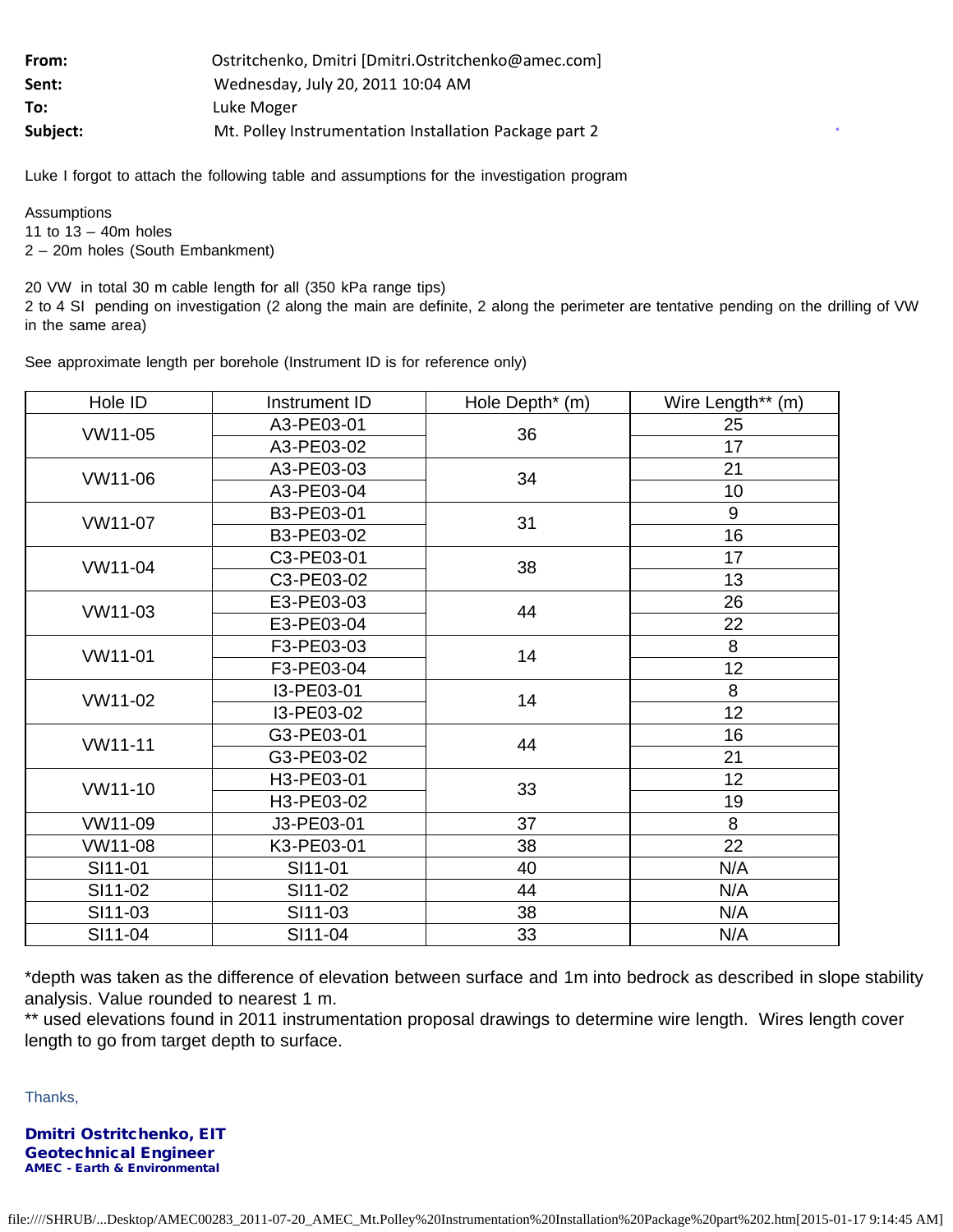**From:** Ostritchenko, Dmitri [Dmitri.Ostritchenko@amec.com]
**Sent:** Wednesday, July 20, 2011 10:04 AM
**To:** Luke Moger
**Subject:** Mt. Polley Instrumentation Installation Package part 2

Luke I forgot to attach the following table and assumptions for the investigation program

Assumptions
11 to 13 – 40m holes
2 – 20m holes (South Embankment)

20 VW in total 30 m cable length for all (350 kPa range tips)
2 to 4 SI pending on investigation (2 along the main are definite, 2 along the perimeter are tentative pending on the drilling of VW in the same area)

See approximate length per borehole (Instrument ID is for reference only)

| Hole ID | Instrument ID | Hole Depth* (m) | Wire Length** (m) |
|---|---|---|---|
| VW11-05 | A3-PE03-01 | 36 | 25 |
| | A3-PE03-02 | | 17 |
| VW11-06 | A3-PE03-03 | 34 | 21 |
| | A3-PE03-04 | | 10 |
| VW11-07 | B3-PE03-01 | 31 | 9 |
| | B3-PE03-02 | | 16 |
| VW11-04 | C3-PE03-01 | 38 | 17 |
| | C3-PE03-02 | | 13 |
| VW11-03 | E3-PE03-03 | 44 | 26 |
| | E3-PE03-04 | | 22 |
| VW11-01 | F3-PE03-03 | 14 | 8 |
| | F3-PE03-04 | | 12 |
| VW11-02 | I3-PE03-01 | 14 | 8 |
| | I3-PE03-02 | | 12 |
| VW11-11 | G3-PE03-01 | 44 | 16 |
| | G3-PE03-02 | | 21 |
| VW11-10 | H3-PE03-01 | 33 | 12 |
| | H3-PE03-02 | | 19 |
| VW11-09 | J3-PE03-01 | 37 | 8 |
| VW11-08 | K3-PE03-01 | 38 | 22 |
| SI11-01 | SI11-01 | 40 | N/A |
| SI11-02 | SI11-02 | 44 | N/A |
| SI11-03 | SI11-03 | 38 | N/A |
| SI11-04 | SI11-04 | 33 | N/A |

*depth was taken as the difference of elevation between surface and 1m into bedrock as described in slope stability analysis. Value rounded to nearest 1 m.
** used elevations found in 2011 instrumentation proposal drawings to determine wire length. Wires length cover length to go from target depth to surface.

Thanks,

**Dmitri Ostritchenko, EIT**
**Geotechnical Engineer**
**AMEC - Earth & Environmental**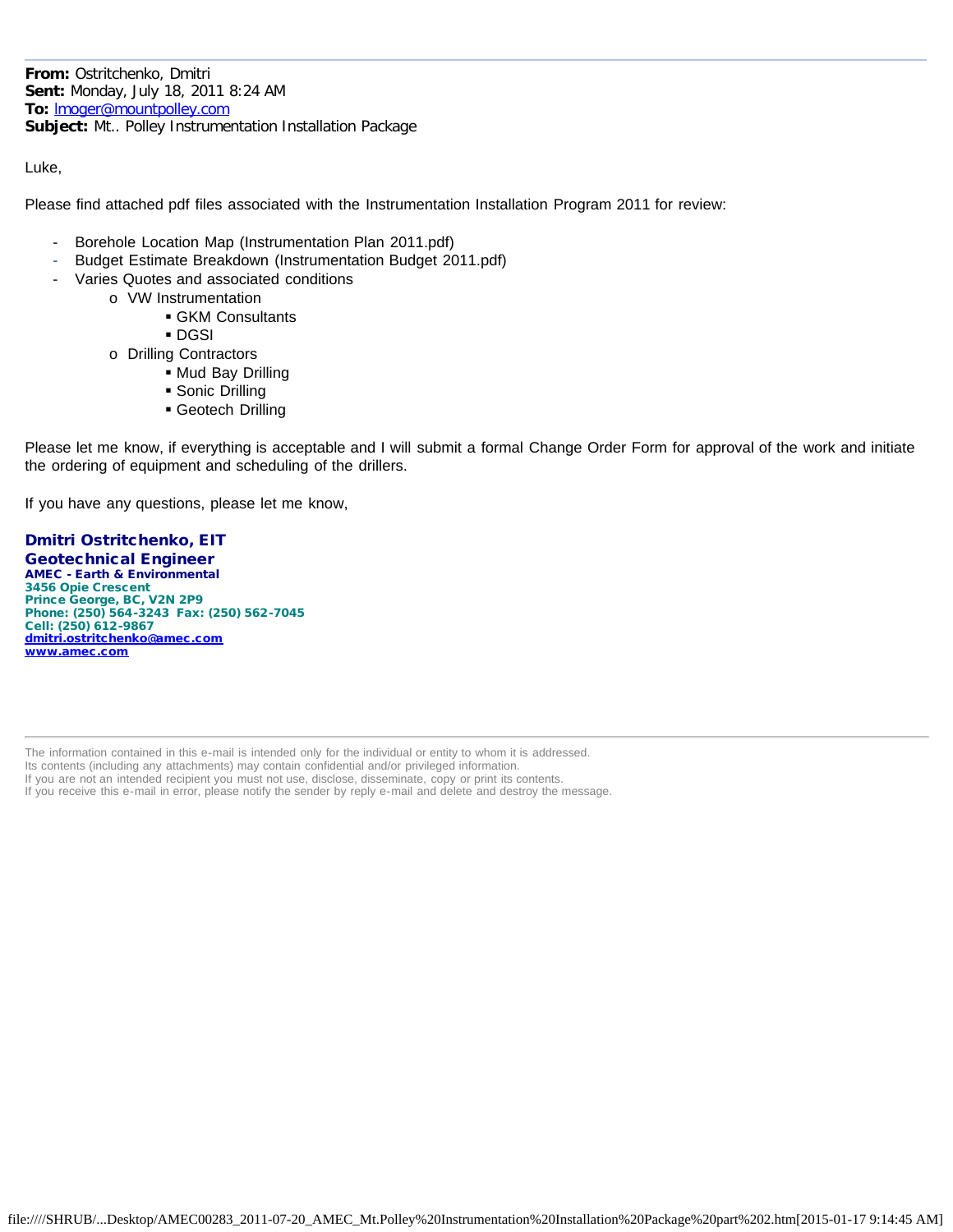**From:** Ostritchenko, Dmitri
**Sent:** Monday, July 18, 2011 8:24 AM
**To:** lmoger@mountpolley.com
**Subject:** Mt.. Polley Instrumentation Installation Package

Luke,

Please find attached pdf files associated with the Instrumentation Installation Program 2011 for review:

- Borehole Location Map (Instrumentation Plan 2011.pdf)
- Budget Estimate Breakdown (Instrumentation Budget 2011.pdf)
- Varies Quotes and associated conditions
  - VW Instrumentation
    - GKM Consultants
    - DGSI
  - Drilling Contractors
    - Mud Bay Drilling
    - Sonic Drilling
    - Geotech Drilling

Please let me know, if everything is acceptable and I will submit a formal Change Order Form for approval of the work and initiate the ordering of equipment and scheduling of the drillers.

If you have any questions, please let me know,

**Dmitri Ostritchenko, EIT**
**Geotechnical Engineer**
**AMEC - Earth & Environmental**
**3456 Opie Crescent**
**Prince George, BC, V2N 2P9**
**Phone: (250) 564-3243 Fax: (250) 562-7045**
**Cell: (250) 612-9867**
**dmitri.ostritchenko@amec.com**
**www.amec.com**

The information contained in this e-mail is intended only for the individual or entity to whom it is addressed.
Its contents (including any attachments) may contain confidential and/or privileged information.
If you are not an intended recipient you must not use, disclose, disseminate, copy or print its contents.
If you receive this e-mail in error, please notify the sender by reply e-mail and delete and destroy the message.